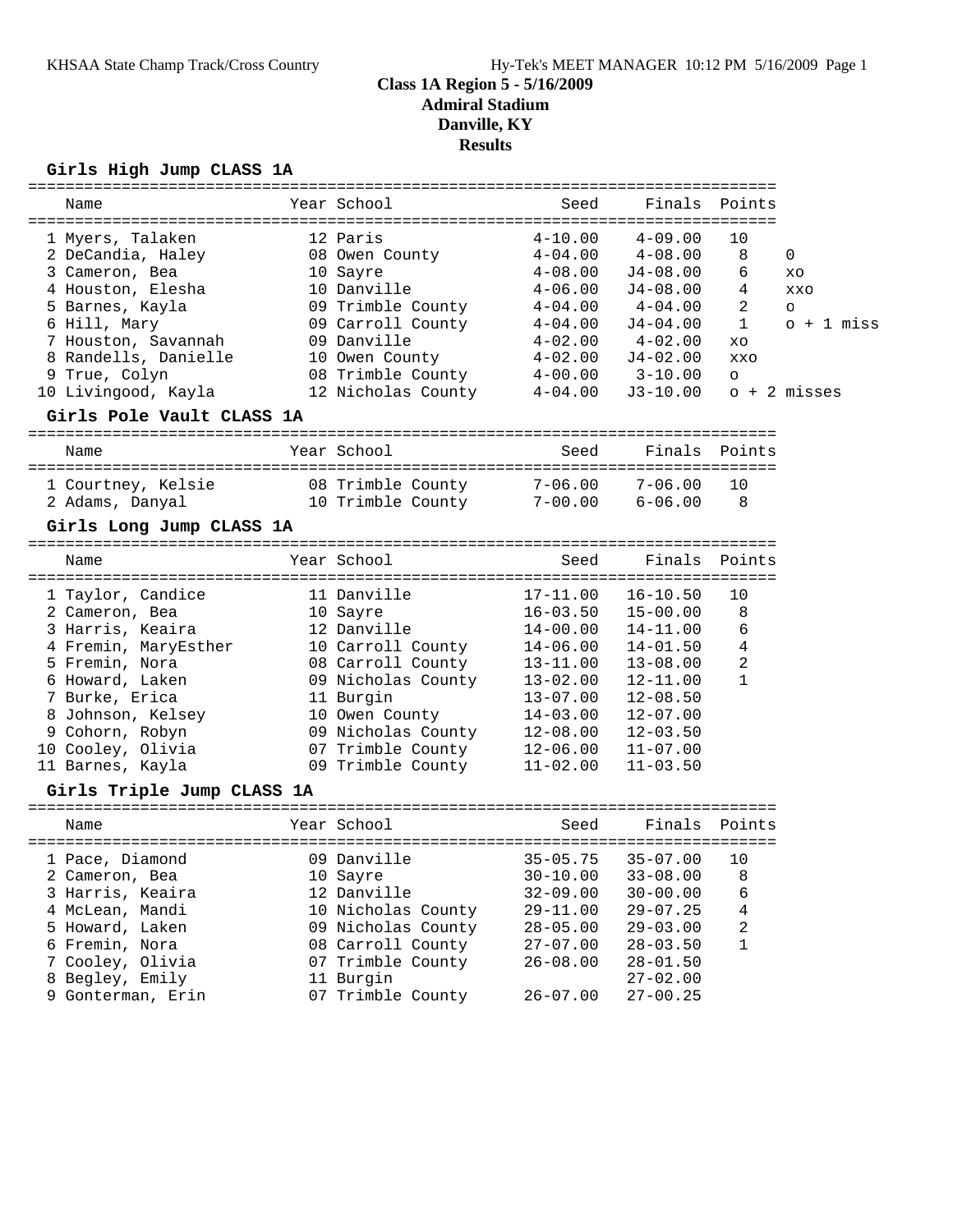# Class 1A Region 5 - 5/16/2009

## Admiral Stadium

## Danville, KY

## Results

### Girls High Jump CLASS 1A

| Name | Year | School | Seed | Finals | Points | |
|---|---|---|---|---|---|---|
| 1 Myers, Talaken | 12 | Paris | 4-10.00 | 4-09.00 | 10 | |
| 2 DeCandia, Haley | 08 | Owen County | 4-04.00 | 4-08.00 | 8 | 0 |
| 3 Cameron, Bea | 10 | Sayre | 4-08.00 | J4-08.00 | 6 | xo |
| 4 Houston, Elesha | 10 | Danville | 4-06.00 | J4-08.00 | 4 | xxo |
| 5 Barnes, Kayla | 09 | Trimble County | 4-04.00 | 4-04.00 | 2 | o |
| 6 Hill, Mary | 09 | Carroll County | 4-04.00 | J4-04.00 | 1 | o + 1 miss |
| 7 Houston, Savannah | 09 | Danville | 4-02.00 | 4-02.00 | xo | |
| 8 Randells, Danielle | 10 | Owen County | 4-02.00 | J4-02.00 | xxo | |
| 9 True, Colyn | 08 | Trimble County | 4-00.00 | 3-10.00 | o | |
| 10 Livingood, Kayla | 12 | Nicholas County | 4-04.00 | J3-10.00 | o + 2 misses | |

### Girls Pole Vault CLASS 1A

| Name | Year | School | Seed | Finals | Points |
|---|---|---|---|---|---|
| 1 Courtney, Kelsie | 08 | Trimble County | 7-06.00 | 7-06.00 | 10 |
| 2 Adams, Danyal | 10 | Trimble County | 7-00.00 | 6-06.00 | 8 |

### Girls Long Jump CLASS 1A

| Name | Year | School | Seed | Finals | Points |
|---|---|---|---|---|---|
| 1 Taylor, Candice | 11 | Danville | 17-11.00 | 16-10.50 | 10 |
| 2 Cameron, Bea | 10 | Sayre | 16-03.50 | 15-00.00 | 8 |
| 3 Harris, Keaira | 12 | Danville | 14-00.00 | 14-11.00 | 6 |
| 4 Fremin, MaryEsther | 10 | Carroll County | 14-06.00 | 14-01.50 | 4 |
| 5 Fremin, Nora | 08 | Carroll County | 13-11.00 | 13-08.00 | 2 |
| 6 Howard, Laken | 09 | Nicholas County | 13-02.00 | 12-11.00 | 1 |
| 7 Burke, Erica | 11 | Burgin | 13-07.00 | 12-08.50 | |
| 8 Johnson, Kelsey | 10 | Owen County | 14-03.00 | 12-07.00 | |
| 9 Cohorn, Robyn | 09 | Nicholas County | 12-08.00 | 12-03.50 | |
| 10 Cooley, Olivia | 07 | Trimble County | 12-06.00 | 11-07.00 | |
| 11 Barnes, Kayla | 09 | Trimble County | 11-02.00 | 11-03.50 | |

### Girls Triple Jump CLASS 1A

| Name | Year | School | Seed | Finals | Points |
|---|---|---|---|---|---|
| 1 Pace, Diamond | 09 | Danville | 35-05.75 | 35-07.00 | 10 |
| 2 Cameron, Bea | 10 | Sayre | 30-10.00 | 33-08.00 | 8 |
| 3 Harris, Keaira | 12 | Danville | 32-09.00 | 30-00.00 | 6 |
| 4 McLean, Mandi | 10 | Nicholas County | 29-11.00 | 29-07.25 | 4 |
| 5 Howard, Laken | 09 | Nicholas County | 28-05.00 | 29-03.00 | 2 |
| 6 Fremin, Nora | 08 | Carroll County | 27-07.00 | 28-03.50 | 1 |
| 7 Cooley, Olivia | 07 | Trimble County | 26-08.00 | 28-01.50 | |
| 8 Begley, Emily | 11 | Burgin | | 27-02.00 | |
| 9 Gonterman, Erin | 07 | Trimble County | 26-07.00 | 27-00.25 | |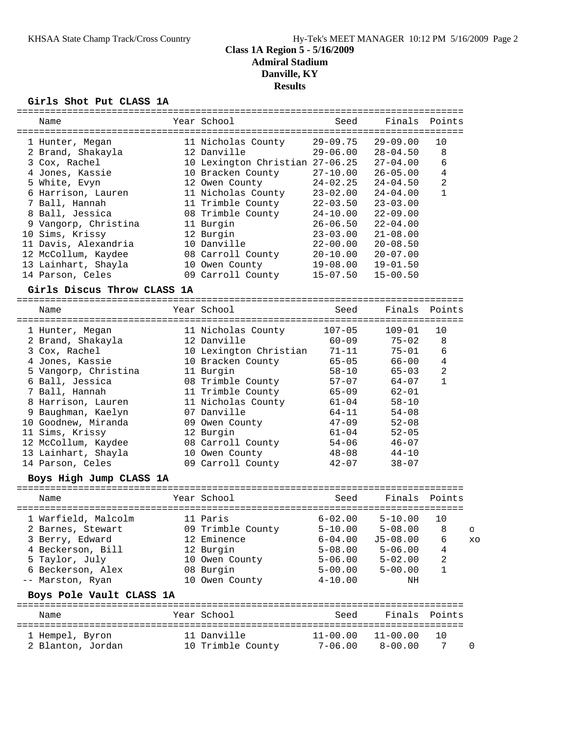# Class 1A Region 5 - 5/16/2009
## Admiral Stadium
## Danville, KY
## Results

### Girls Shot Put CLASS 1A

| | Name | Year | School | Seed | Finals | Points |
|---|---|---|---|---|---|---|
| 1 | Hunter, Megan | 11 | Nicholas County | 29-09.75 | 29-09.00 | 10 |
| 2 | Brand, Shakayla | 12 | Danville | 29-06.00 | 28-04.50 | 8 |
| 3 | Cox, Rachel | 10 | Lexington Christian | 27-06.25 | 27-04.00 | 6 |
| 4 | Jones, Kassie | 10 | Bracken County | 27-10.00 | 26-05.00 | 4 |
| 5 | White, Evyn | 12 | Owen County | 24-02.25 | 24-04.50 | 2 |
| 6 | Harrison, Lauren | 11 | Nicholas County | 23-02.00 | 24-04.00 | 1 |
| 7 | Ball, Hannah | 11 | Trimble County | 22-03.50 | 23-03.00 | |
| 8 | Ball, Jessica | 08 | Trimble County | 24-10.00 | 22-09.00 | |
| 9 | Vangorp, Christina | 11 | Burgin | 26-06.50 | 22-04.00 | |
| 10 | Sims, Krissy | 12 | Burgin | 23-03.00 | 21-08.00 | |
| 11 | Davis, Alexandria | 10 | Danville | 22-00.00 | 20-08.50 | |
| 12 | McCollum, Kaydee | 08 | Carroll County | 20-10.00 | 20-07.00 | |
| 13 | Lainhart, Shayla | 10 | Owen County | 19-08.00 | 19-01.50 | |
| 14 | Parson, Celes | 09 | Carroll County | 15-07.50 | 15-00.50 | |

### Girls Discus Throw CLASS 1A

| | Name | Year | School | Seed | Finals | Points |
|---|---|---|---|---|---|---|
| 1 | Hunter, Megan | 11 | Nicholas County | 107-05 | 109-01 | 10 |
| 2 | Brand, Shakayla | 12 | Danville | 60-09 | 75-02 | 8 |
| 3 | Cox, Rachel | 10 | Lexington Christian | 71-11 | 75-01 | 6 |
| 4 | Jones, Kassie | 10 | Bracken County | 65-05 | 66-00 | 4 |
| 5 | Vangorp, Christina | 11 | Burgin | 58-10 | 65-03 | 2 |
| 6 | Ball, Jessica | 08 | Trimble County | 57-07 | 64-07 | 1 |
| 7 | Ball, Hannah | 11 | Trimble County | 65-09 | 62-01 | |
| 8 | Harrison, Lauren | 11 | Nicholas County | 61-04 | 58-10 | |
| 9 | Baughman, Kaelyn | 07 | Danville | 64-11 | 54-08 | |
| 10 | Goodnew, Miranda | 09 | Owen County | 47-09 | 52-08 | |
| 11 | Sims, Krissy | 12 | Burgin | 61-04 | 52-05 | |
| 12 | McCollum, Kaydee | 08 | Carroll County | 54-06 | 46-07 | |
| 13 | Lainhart, Shayla | 10 | Owen County | 48-08 | 44-10 | |
| 14 | Parson, Celes | 09 | Carroll County | 42-07 | 38-07 | |

### Boys High Jump CLASS 1A

| | Name | Year | School | Seed | Finals | Points | |
|---|---|---|---|---|---|---|---|
| 1 | Warfield, Malcolm | 11 | Paris | 6-02.00 | 5-10.00 | 10 | |
| 2 | Barnes, Stewart | 09 | Trimble County | 5-10.00 | 5-08.00 | 8 | O |
| 3 | Berry, Edward | 12 | Eminence | 6-04.00 | J5-08.00 | 6 | XO |
| 4 | Beckerson, Bill | 12 | Burgin | 5-08.00 | 5-06.00 | 4 | |
| 5 | Taylor, July | 10 | Owen County | 5-06.00 | 5-02.00 | 2 | |
| 6 | Beckerson, Alex | 08 | Burgin | 5-00.00 | 5-00.00 | 1 | |
| -- | Marston, Ryan | 10 | Owen County | 4-10.00 | NH | | |

### Boys Pole Vault CLASS 1A

| | Name | Year | School | Seed | Finals | Points | |
|---|---|---|---|---|---|---|---|
| 1 | Hempel, Byron | 11 | Danville | 11-00.00 | 11-00.00 | 10 | |
| 2 | Blanton, Jordan | 10 | Trimble County | 7-06.00 | 8-00.00 | 7 | O |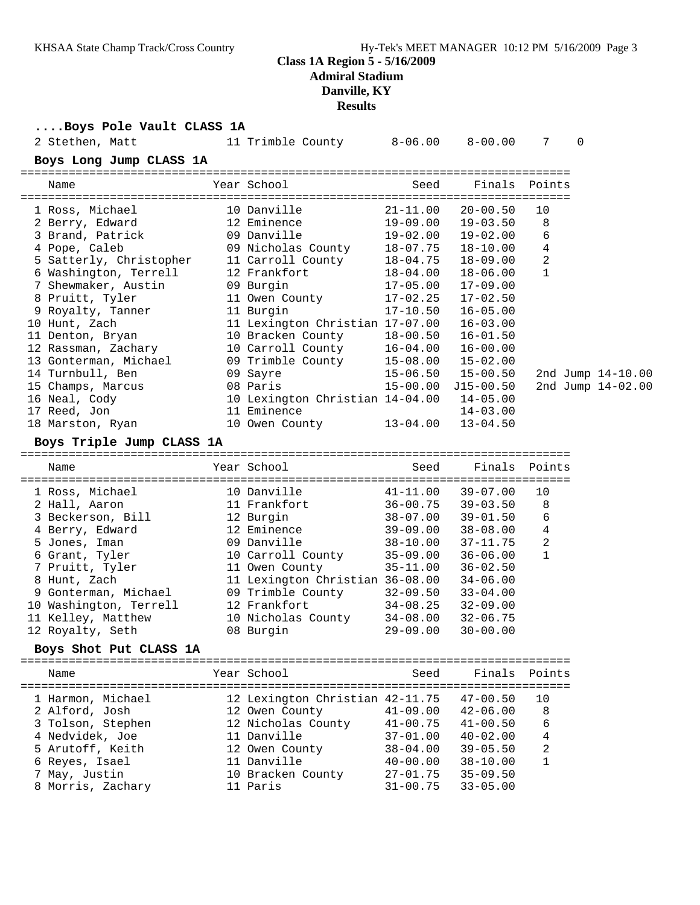## Class 1A Region 5 - 5/16/2009
### Admiral Stadium
### Danville, KY
### Results

#### ....Boys Pole Vault CLASS 1A

| Name | Year | School | Seed | Finals | | |
|---|---|---|---|---|---|---|
| 2 Stethen, Matt | 11 | Trimble County | 8-06.00 | 8-00.00 | 7 | 0 |

#### Boys Long Jump CLASS 1A

| Name | Year | School | Seed | Finals | Points | |
|---|---|---|---|---|---|---|
| 1 Ross, Michael | 10 | Danville | 21-11.00 | 20-00.50 | 10 | |
| 2 Berry, Edward | 12 | Eminence | 19-09.00 | 19-03.50 | 8 | |
| 3 Brand, Patrick | 09 | Danville | 19-02.00 | 19-02.00 | 6 | |
| 4 Pope, Caleb | 09 | Nicholas County | 18-07.75 | 18-10.00 | 4 | |
| 5 Satterly, Christopher | 11 | Carroll County | 18-04.75 | 18-09.00 | 2 | |
| 6 Washington, Terrell | 12 | Frankfort | 18-04.00 | 18-06.00 | 1 | |
| 7 Shewmaker, Austin | 09 | Burgin | 17-05.00 | 17-09.00 | | |
| 8 Pruitt, Tyler | 11 | Owen County | 17-02.25 | 17-02.50 | | |
| 9 Royalty, Tanner | 11 | Burgin | 17-10.50 | 16-05.00 | | |
| 10 Hunt, Zach | 11 | Lexington Christian | 17-07.00 | 16-03.00 | | |
| 11 Denton, Bryan | 10 | Bracken County | 18-00.50 | 16-01.50 | | |
| 12 Rassman, Zachary | 10 | Carroll County | 16-04.00 | 16-00.00 | | |
| 13 Gonterman, Michael | 09 | Trimble County | 15-08.00 | 15-02.00 | | |
| 14 Turnbull, Ben | 09 | Sayre | 15-06.50 | 15-00.50 | | 2nd Jump 14-10.00 |
| 15 Champs, Marcus | 08 | Paris | 15-00.00 | J15-00.50 | | 2nd Jump 14-02.00 |
| 16 Neal, Cody | 10 | Lexington Christian | 14-04.00 | 14-05.00 | | |
| 17 Reed, Jon | 11 | Eminence | | 14-03.00 | | |
| 18 Marston, Ryan | 10 | Owen County | 13-04.00 | 13-04.50 | | |

#### Boys Triple Jump CLASS 1A

| Name | Year | School | Seed | Finals | Points |
|---|---|---|---|---|---|
| 1 Ross, Michael | 10 | Danville | 41-11.00 | 39-07.00 | 10 |
| 2 Hall, Aaron | 11 | Frankfort | 36-00.75 | 39-03.50 | 8 |
| 3 Beckerson, Bill | 12 | Burgin | 38-07.00 | 39-01.50 | 6 |
| 4 Berry, Edward | 12 | Eminence | 39-09.00 | 38-08.00 | 4 |
| 5 Jones, Iman | 09 | Danville | 38-10.00 | 37-11.75 | 2 |
| 6 Grant, Tyler | 10 | Carroll County | 35-09.00 | 36-06.00 | 1 |
| 7 Pruitt, Tyler | 11 | Owen County | 35-11.00 | 36-02.50 | |
| 8 Hunt, Zach | 11 | Lexington Christian | 36-08.00 | 34-06.00 | |
| 9 Gonterman, Michael | 09 | Trimble County | 32-09.50 | 33-04.00 | |
| 10 Washington, Terrell | 12 | Frankfort | 34-08.25 | 32-09.00 | |
| 11 Kelley, Matthew | 10 | Nicholas County | 34-08.00 | 32-06.75 | |
| 12 Royalty, Seth | 08 | Burgin | 29-09.00 | 30-00.00 | |

#### Boys Shot Put CLASS 1A

| Name | Year | School | Seed | Finals | Points |
|---|---|---|---|---|---|
| 1 Harmon, Michael | 12 | Lexington Christian | 42-11.75 | 47-00.50 | 10 |
| 2 Alford, Josh | 12 | Owen County | 41-09.00 | 42-06.00 | 8 |
| 3 Tolson, Stephen | 12 | Nicholas County | 41-00.75 | 41-00.50 | 6 |
| 4 Nedvidek, Joe | 11 | Danville | 37-01.00 | 40-02.00 | 4 |
| 5 Arutoff, Keith | 12 | Owen County | 38-04.00 | 39-05.50 | 2 |
| 6 Reyes, Isael | 11 | Danville | 40-00.00 | 38-10.00 | 1 |
| 7 May, Justin | 10 | Bracken County | 27-01.75 | 35-09.50 | |
| 8 Morris, Zachary | 11 | Paris | 31-00.75 | 33-05.00 | |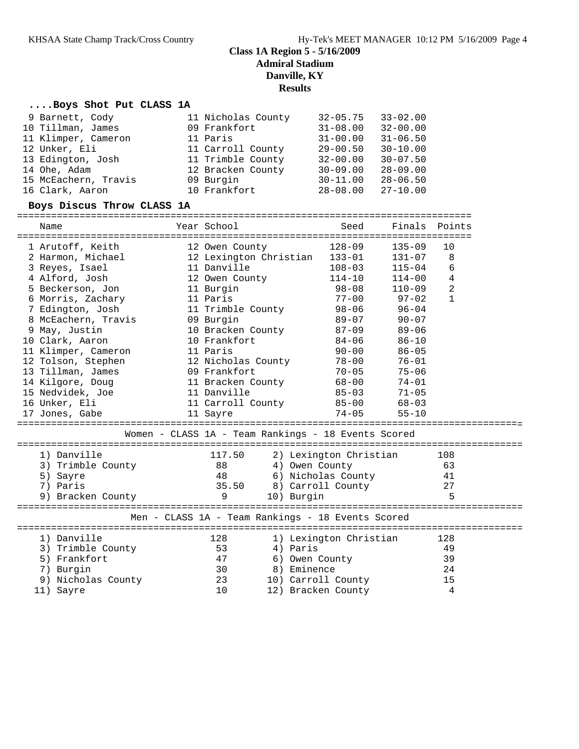## Class 1A Region 5 - 5/16/2009
## Admiral Stadium
## Danville, KY
## Results

### ....Boys Shot Put CLASS 1A

| | Name | Year | School | Seed | Finals |
|---|---|---|---|---|---|
| 9 | Barnett, Cody | 11 | Nicholas County | 32-05.75 | 33-02.00 |
| 10 | Tillman, James | 09 | Frankfort | 31-08.00 | 32-00.00 |
| 11 | Klimper, Cameron | 11 | Paris | 31-00.00 | 31-06.50 |
| 12 | Unker, Eli | 11 | Carroll County | 29-00.50 | 30-10.00 |
| 13 | Edington, Josh | 11 | Trimble County | 32-00.00 | 30-07.50 |
| 14 | Ohe, Adam | 12 | Bracken County | 30-09.00 | 28-09.00 |
| 15 | McEachern, Travis | 09 | Burgin | 30-11.00 | 28-06.50 |
| 16 | Clark, Aaron | 10 | Frankfort | 28-08.00 | 27-10.00 |

### Boys Discus Throw CLASS 1A

| | Name | Year | School | Seed | Finals | Points |
|---|---|---|---|---|---|---|
| 1 | Arutoff, Keith | 12 | Owen County | 128-09 | 135-09 | 10 |
| 2 | Harmon, Michael | 12 | Lexington Christian | 133-01 | 131-07 | 8 |
| 3 | Reyes, Isael | 11 | Danville | 108-03 | 115-04 | 6 |
| 4 | Alford, Josh | 12 | Owen County | 114-10 | 114-00 | 4 |
| 5 | Beckerson, Jon | 11 | Burgin | 98-08 | 110-09 | 2 |
| 6 | Morris, Zachary | 11 | Paris | 77-00 | 97-02 | 1 |
| 7 | Edington, Josh | 11 | Trimble County | 98-06 | 96-04 | |
| 8 | McEachern, Travis | 09 | Burgin | 89-07 | 90-07 | |
| 9 | May, Justin | 10 | Bracken County | 87-09 | 89-06 | |
| 10 | Clark, Aaron | 10 | Frankfort | 84-06 | 86-10 | |
| 11 | Klimper, Cameron | 11 | Paris | 90-00 | 86-05 | |
| 12 | Tolson, Stephen | 12 | Nicholas County | 78-00 | 76-01 | |
| 13 | Tillman, James | 09 | Frankfort | 70-05 | 75-06 | |
| 14 | Kilgore, Doug | 11 | Bracken County | 68-00 | 74-01 | |
| 15 | Nedvidek, Joe | 11 | Danville | 85-03 | 71-05 | |
| 16 | Unker, Eli | 11 | Carroll County | 85-00 | 68-03 | |
| 17 | Jones, Gabe | 11 | Sayre | 74-05 | 55-10 | |

### Women - CLASS 1A - Team Rankings - 18 Events Scored

| | | | |
|---|---|---|---|
| 1) Danville | 117.50 | 2) Lexington Christian | 108 |
| 3) Trimble County | 88 | 4) Owen County | 63 |
| 5) Sayre | 48 | 6) Nicholas County | 41 |
| 7) Paris | 35.50 | 8) Carroll County | 27 |
| 9) Bracken County | 9 | 10) Burgin | 5 |

### Men - CLASS 1A - Team Rankings - 18 Events Scored

| | | | |
|---|---|---|---|
| 1) Danville | 128 | 1) Lexington Christian | 128 |
| 3) Trimble County | 53 | 4) Paris | 49 |
| 5) Frankfort | 47 | 6) Owen County | 39 |
| 7) Burgin | 30 | 8) Eminence | 24 |
| 9) Nicholas County | 23 | 10) Carroll County | 15 |
| 11) Sayre | 10 | 12) Bracken County | 4 |